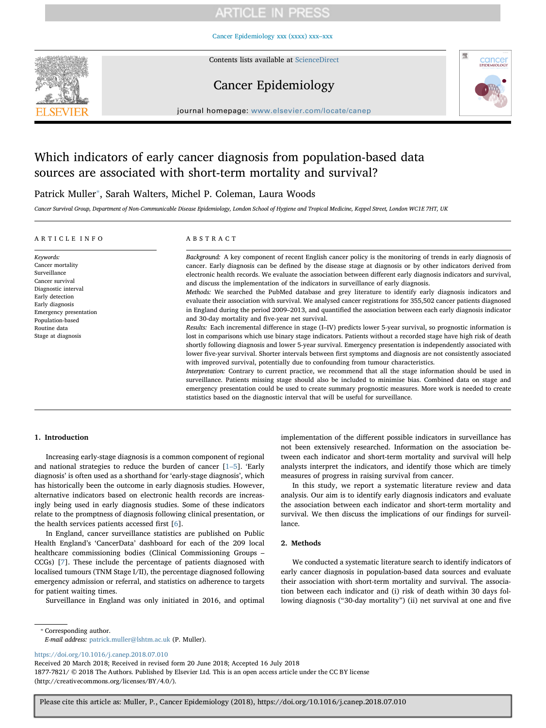# Which indicators of early cancer diagnosis from population-based data sources are associated with short-term mortality and survival?

Patrick Muller*, Sarah Walters, Michel P. Coleman, Laura Woods

*Cancer Survival Group, Department of Non-Communicable Disease Epidemiology, London School of Hygiene and Tropical Medicine, Keppel Street, London WC1E 7HT, UK*

## ARTICLE INFO

*Keywords:*
Cancer mortality
Surveillance
Cancer survival
Diagnostic interval
Early detection
Early diagnosis
Emergency presentation
Population-based
Routine data
Stage at diagnosis

## ABSTRACT

*Background:* A key component of recent English cancer policy is the monitoring of trends in early diagnosis of cancer. Early diagnosis can be defined by the disease stage at diagnosis or by other indicators derived from electronic health records. We evaluate the association between different early diagnosis indicators and survival, and discuss the implementation of the indicators in surveillance of early diagnosis.

*Methods:* We searched the PubMed database and grey literature to identify early diagnosis indicators and evaluate their association with survival. We analysed cancer registrations for 355,502 cancer patients diagnosed in England during the period 2009–2013, and quantified the association between each early diagnosis indicator and 30-day mortality and five-year net survival.

*Results:* Each incremental difference in stage (I–IV) predicts lower 5-year survival, so prognostic information is lost in comparisons which use binary stage indicators. Patients without a recorded stage have high risk of death shortly following diagnosis and lower 5-year survival. Emergency presentation is independently associated with lower five-year survival. Shorter intervals between first symptoms and diagnosis are not consistently associated with improved survival, potentially due to confounding from tumour characteristics.

*Interpretation:* Contrary to current practice, we recommend that all the stage information should be used in surveillance. Patients missing stage should also be included to minimise bias. Combined data on stage and emergency presentation could be used to create summary prognostic measures. More work is needed to create statistics based on the diagnostic interval that will be useful for surveillance.

## 1. Introduction

Increasing early-stage diagnosis is a common component of regional and national strategies to reduce the burden of cancer [1–5]. 'Early diagnosis' is often used as a shorthand for 'early-stage diagnosis', which has historically been the outcome in early diagnosis studies. However, alternative indicators based on electronic health records are increasingly being used in early diagnosis studies. Some of these indicators relate to the promptness of diagnosis following clinical presentation, or the health services patients accessed first [6].

In England, cancer surveillance statistics are published on Public Health England's 'CancerData' dashboard for each of the 209 local healthcare commissioning bodies (Clinical Commissioning Groups – CCGs) [7]. These include the percentage of patients diagnosed with localised tumours (TNM Stage I/II), the percentage diagnosed following emergency admission or referral, and statistics on adherence to targets for patient waiting times.

Surveillance in England was only initiated in 2016, and optimal implementation of the different possible indicators in surveillance has not been extensively researched. Information on the association between each indicator and short-term mortality and survival will help analysts interpret the indicators, and identify those which are timely measures of progress in raising survival from cancer.

In this study, we report a systematic literature review and data analysis. Our aim is to identify early diagnosis indicators and evaluate the association between each indicator and short-term mortality and survival. We then discuss the implications of our findings for surveillance.

## 2. Methods

We conducted a systematic literature search to identify indicators of early cancer diagnosis in population-based data sources and evaluate their association with short-term mortality and survival. The association between each indicator and (i) risk of death within 30 days following diagnosis ("30-day mortality") (ii) net survival at one and five

---

* Corresponding author.
*E-mail address:* patrick.muller@lshtm.ac.uk (P. Muller).

https://doi.org/10.1016/j.canep.2018.07.010
Received 20 March 2018; Received in revised form 20 June 2018; Accepted 16 July 2018
1877-7821/ © 2018 The Authors. Published by Elsevier Ltd. This is an open access article under the CC BY license (http://creativecommons.org/licenses/BY/4.0/).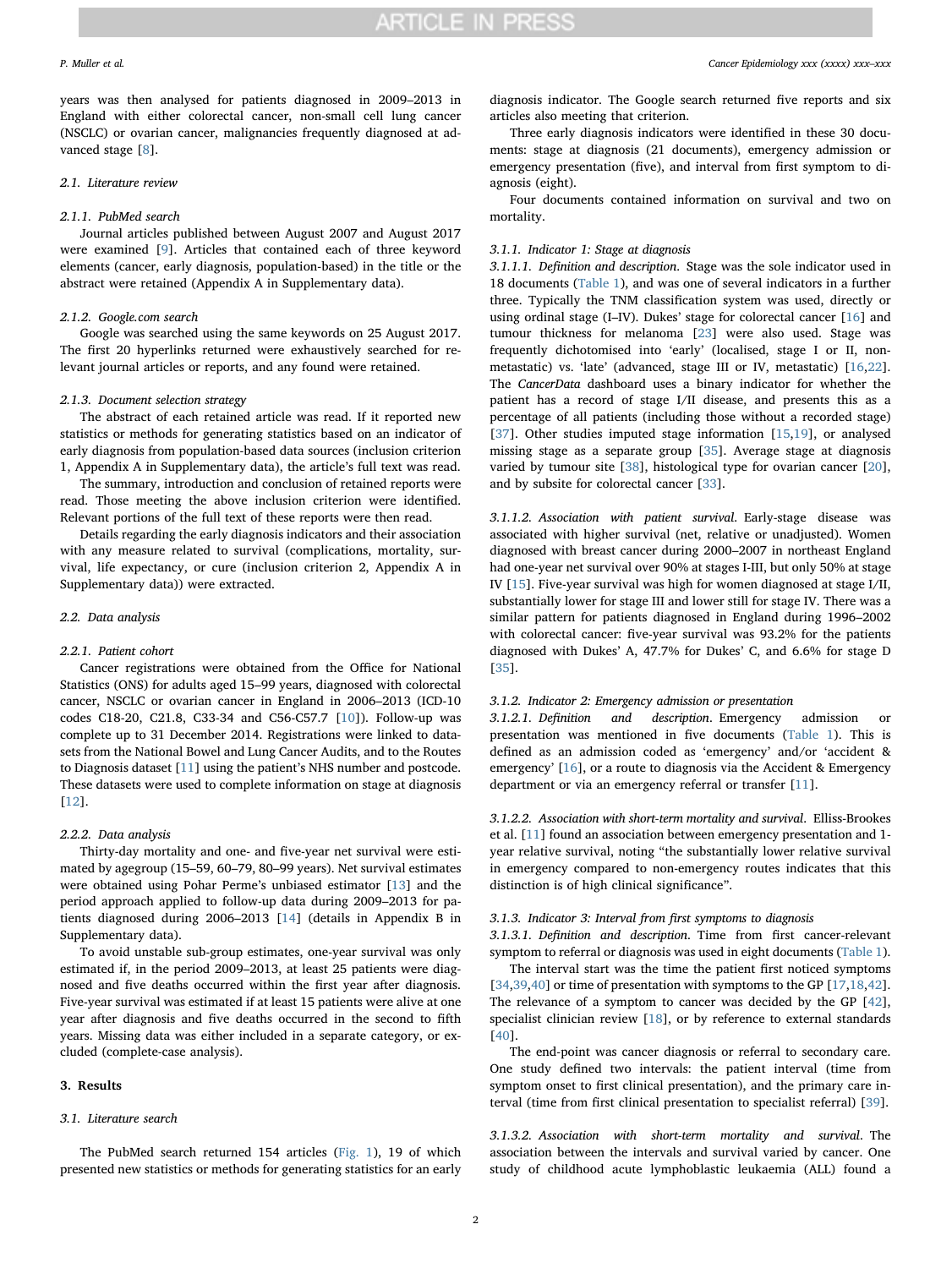years was then analysed for patients diagnosed in 2009–2013 in England with either colorectal cancer, non-small cell lung cancer (NSCLC) or ovarian cancer, malignancies frequently diagnosed at advanced stage [8].

### 2.1. Literature review

#### 2.1.1. PubMed search

Journal articles published between August 2007 and August 2017 were examined [9]. Articles that contained each of three keyword elements (cancer, early diagnosis, population-based) in the title or the abstract were retained (Appendix A in Supplementary data).

#### 2.1.2. Google.com search

Google was searched using the same keywords on 25 August 2017. The first 20 hyperlinks returned were exhaustively searched for relevant journal articles or reports, and any found were retained.

#### 2.1.3. Document selection strategy

The abstract of each retained article was read. If it reported new statistics or methods for generating statistics based on an indicator of early diagnosis from population-based data sources (inclusion criterion 1, Appendix A in Supplementary data), the article's full text was read.

The summary, introduction and conclusion of retained reports were read. Those meeting the above inclusion criterion were identified. Relevant portions of the full text of these reports were then read.

Details regarding the early diagnosis indicators and their association with any measure related to survival (complications, mortality, survival, life expectancy, or cure (inclusion criterion 2, Appendix A in Supplementary data)) were extracted.

### 2.2. Data analysis

#### 2.2.1. Patient cohort

Cancer registrations were obtained from the Office for National Statistics (ONS) for adults aged 15–99 years, diagnosed with colorectal cancer, NSCLC or ovarian cancer in England in 2006–2013 (ICD-10 codes C18-20, C21.8, C33-34 and C56-C57.7 [10]). Follow-up was complete up to 31 December 2014. Registrations were linked to datasets from the National Bowel and Lung Cancer Audits, and to the Routes to Diagnosis dataset [11] using the patient's NHS number and postcode. These datasets were used to complete information on stage at diagnosis [12].

#### 2.2.2. Data analysis

Thirty-day mortality and one- and five-year net survival were estimated by agegroup (15–59, 60–79, 80–99 years). Net survival estimates were obtained using Pohar Perme's unbiased estimator [13] and the period approach applied to follow-up data during 2009–2013 for patients diagnosed during 2006–2013 [14] (details in Appendix B in Supplementary data).

To avoid unstable sub-group estimates, one-year survival was only estimated if, in the period 2009–2013, at least 25 patients were diagnosed and five deaths occurred within the first year after diagnosis. Five-year survival was estimated if at least 15 patients were alive at one year after diagnosis and five deaths occurred in the second to fifth years. Missing data was either included in a separate category, or excluded (complete-case analysis).

## 3. Results

### 3.1. Literature search

The PubMed search returned 154 articles (Fig. 1), 19 of which presented new statistics or methods for generating statistics for an early diagnosis indicator. The Google search returned five reports and six articles also meeting that criterion.

Three early diagnosis indicators were identified in these 30 documents: stage at diagnosis (21 documents), emergency admission or emergency presentation (five), and interval from first symptom to diagnosis (eight).

Four documents contained information on survival and two on mortality.

#### 3.1.1. Indicator 1: Stage at diagnosis

*3.1.1.1. Definition and description.* Stage was the sole indicator used in 18 documents (Table 1), and was one of several indicators in a further three. Typically the TNM classification system was used, directly or using ordinal stage (I–IV). Dukes' stage for colorectal cancer [16] and tumour thickness for melanoma [23] were also used. Stage was frequently dichotomised into 'early' (localised, stage I or II, non-metastatic) vs. 'late' (advanced, stage III or IV, metastatic) [16,22]. The *CancerData* dashboard uses a binary indicator for whether the patient has a record of stage I/II disease, and presents this as a percentage of all patients (including those without a recorded stage) [37]. Other studies imputed stage information [15,19], or analysed missing stage as a separate group [35]. Average stage at diagnosis varied by tumour site [38], histological type for ovarian cancer [20], and by subsite for colorectal cancer [33].

*3.1.1.2. Association with patient survival.* Early-stage disease was associated with higher survival (net, relative or unadjusted). Women diagnosed with breast cancer during 2000–2007 in northeast England had one-year net survival over 90% at stages I-III, but only 50% at stage IV [15]. Five-year survival was high for women diagnosed at stage I/II, substantially lower for stage III and lower still for stage IV. There was a similar pattern for patients diagnosed in England during 1996–2002 with colorectal cancer: five-year survival was 93.2% for the patients diagnosed with Dukes' A, 47.7% for Dukes' C, and 6.6% for stage D [35].

#### 3.1.2. Indicator 2: Emergency admission or presentation

*3.1.2.1. Definition and description.* Emergency admission or presentation was mentioned in five documents (Table 1). This is defined as an admission coded as 'emergency' and/or 'accident & emergency' [16], or a route to diagnosis via the Accident & Emergency department or via an emergency referral or transfer [11].

*3.1.2.2. Association with short-term mortality and survival.* Elliss-Brookes et al. [11] found an association between emergency presentation and 1-year relative survival, noting "the substantially lower relative survival in emergency compared to non-emergency routes indicates that this distinction is of high clinical significance".

#### 3.1.3. Indicator 3: Interval from first symptoms to diagnosis

*3.1.3.1. Definition and description.* Time from first cancer-relevant symptom to referral or diagnosis was used in eight documents (Table 1).

The interval start was the time the patient first noticed symptoms [34,39,40] or time of presentation with symptoms to the GP [17,18,42]. The relevance of a symptom to cancer was decided by the GP [42], specialist clinician review [18], or by reference to external standards [40].

The end-point was cancer diagnosis or referral to secondary care. One study defined two intervals: the patient interval (time from symptom onset to first clinical presentation), and the primary care interval (time from first clinical presentation to specialist referral) [39].

*3.1.3.2. Association with short-term mortality and survival.* The association between the intervals and survival varied by cancer. One study of childhood acute lymphoblastic leukaemia (ALL) found a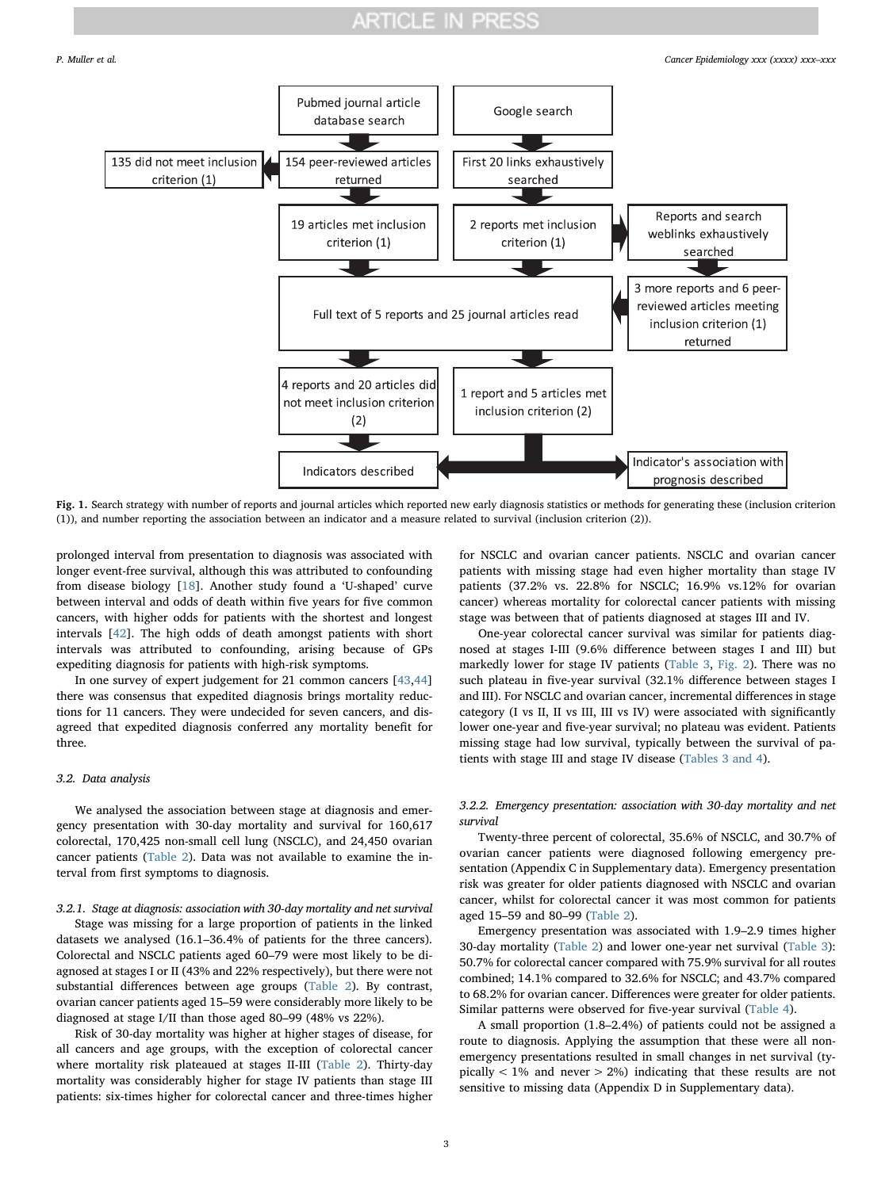**Fig. 1.** Search strategy with number of reports and journal articles which reported new early diagnosis statistics or methods for generating these (inclusion criterion (1)), and number reporting the association between an indicator and a measure related to survival (inclusion criterion (2)).

prolonged interval from presentation to diagnosis was associated with longer event-free survival, although this was attributed to confounding from disease biology [18]. Another study found a 'U-shaped' curve between interval and odds of death within five years for five common cancers, with higher odds for patients with the shortest and longest intervals [42]. The high odds of death amongst patients with short intervals was attributed to confounding, arising because of GPs expediting diagnosis for patients with high-risk symptoms.

In one survey of expert judgement for 21 common cancers [43,44] there was consensus that expedited diagnosis brings mortality reductions for 11 cancers. They were undecided for seven cancers, and disagreed that expedited diagnosis conferred any mortality benefit for three.

### 3.2. Data analysis

We analysed the association between stage at diagnosis and emergency presentation with 30-day mortality and survival for 160,617 colorectal, 170,425 non-small cell lung (NSCLC), and 24,450 ovarian cancer patients (Table 2). Data was not available to examine the interval from first symptoms to diagnosis.

#### 3.2.1. Stage at diagnosis: association with 30-day mortality and net survival

Stage was missing for a large proportion of patients in the linked datasets we analysed (16.1–36.4% of patients for the three cancers). Colorectal and NSCLC patients aged 60–79 were most likely to be diagnosed at stages I or II (43% and 22% respectively), but there were not substantial differences between age groups (Table 2). By contrast, ovarian cancer patients aged 15–59 were considerably more likely to be diagnosed at stage I/II than those aged 80–99 (48% vs 22%).

Risk of 30-day mortality was higher at higher stages of disease, for all cancers and age groups, with the exception of colorectal cancer where mortality risk plateaued at stages II-III (Table 2). Thirty-day mortality was considerably higher for stage IV patients than stage III patients: six-times higher for colorectal cancer and three-times higher for NSCLC and ovarian cancer patients. NSCLC and ovarian cancer patients with missing stage had even higher mortality than stage IV patients (37.2% vs. 22.8% for NSCLC; 16.9% vs.12% for ovarian cancer) whereas mortality for colorectal cancer patients with missing stage was between that of patients diagnosed at stages III and IV.

One-year colorectal cancer survival was similar for patients diagnosed at stages I-III (9.6% difference between stages I and III) but markedly lower for stage IV patients (Table 3, Fig. 2). There was no such plateau in five-year survival (32.1% difference between stages I and III). For NSCLC and ovarian cancer, incremental differences in stage category (I vs II, II vs III, III vs IV) were associated with significantly lower one-year and five-year survival; no plateau was evident. Patients missing stage had low survival, typically between the survival of patients with stage III and stage IV disease (Tables 3 and 4).

#### 3.2.2. Emergency presentation: association with 30-day mortality and net survival

Twenty-three percent of colorectal, 35.6% of NSCLC, and 30.7% of ovarian cancer patients were diagnosed following emergency presentation (Appendix C in Supplementary data). Emergency presentation risk was greater for older patients diagnosed with NSCLC and ovarian cancer, whilst for colorectal cancer it was most common for patients aged 15–59 and 80–99 (Table 2).

Emergency presentation was associated with 1.9–2.9 times higher 30-day mortality (Table 2) and lower one-year net survival (Table 3): 50.7% for colorectal cancer compared with 75.9% survival for all routes combined; 14.1% compared to 32.6% for NSCLC; and 43.7% compared to 68.2% for ovarian cancer. Differences were greater for older patients. Similar patterns were observed for five-year survival (Table 4).

A small proportion (1.8–2.4%) of patients could not be assigned a route to diagnosis. Applying the assumption that these were all non-emergency presentations resulted in small changes in net survival (typically < 1% and never > 2%) indicating that these results are not sensitive to missing data (Appendix D in Supplementary data).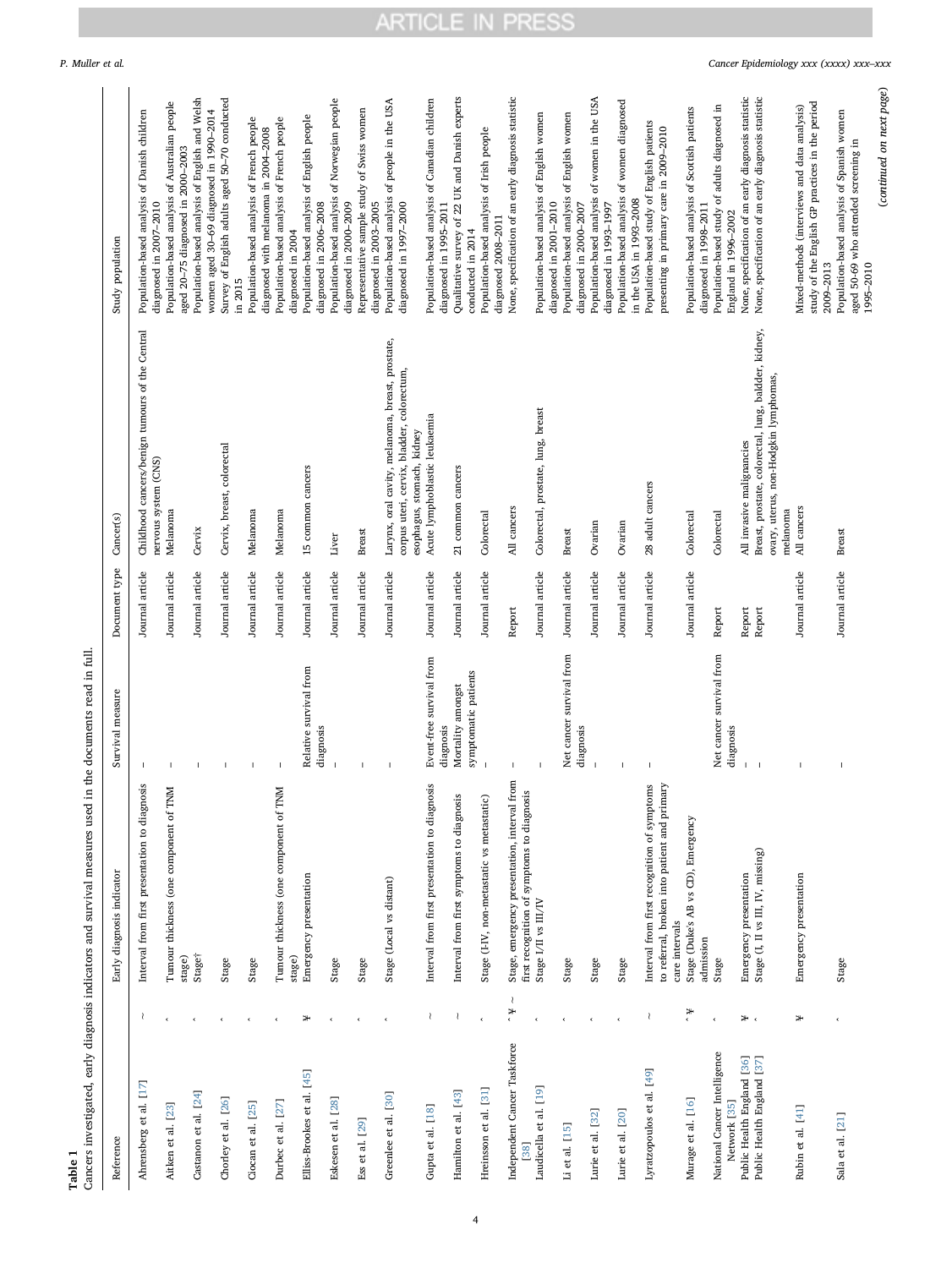**Table 1**
Cancers investigated, early diagnosis indicators and survival measures used in the documents read in full.

| Reference | | Early diagnosis indicator | Survival measure | Document type | Cancer(s) | Study population |
|---|---|---|---|---|---|---|
| Ahrensberg et al. [17] | ~ | Interval from first presentation to diagnosis | – | Journal article | Childhood cancers/benign tumours of the Central nervous system (CNS) | Population-based analysis of Danish children diagnosed in 2007–2010 |
| Aitken et al. [23] | ^ | Tumour thickness (one component of TNM stage) | – | Journal article | Melanoma | Population-based analysis of Australian people aged 20–75 diagnosed in 2000–2003 |
| Castanon et al. [24] | ^ | Stage† | – | Journal article | Cervix | Population-based analysis of English and Welsh women aged 30–69 diagnosed in 1990–2014 |
| Chorley et al. [26] | ^ | Stage | – | Journal article | Cervix, breast, colorectal | Survey of English adults aged 50–70 conducted in 2015 |
| Ciocan et al. [25] | ^ | Stage | – | Journal article | Melanoma | Population-based analysis of French people diagnosed with melanoma in 2004–2008 |
| Durbec et al. [27] | ^ | Tumour thickness (one component of TNM stage) | – | Journal article | Melanoma | Population-based analysis of French people diagnosed in 2004 |
| Elliss-Brookes et al. [45] | ¥ | Emergency presentation | Relative survival from diagnosis | Journal article | 15 common cancers | Population-based analysis of English people diagnosed in 2006–2008 |
| Eskesen et al. [28] | ^ | Stage | – | Journal article | Liver | Population-based analysis of Norwegian people diagnosed in 2000–2009 |
| Ess et al. [29] | ^ | Stage | – | Journal article | Breast | Representative sample study of Swiss women diagnosed in 2003–2005 |
| Greenlee et al. [30] | ^ | Stage (Local vs distant) | – | Journal article | Larynx, oral cavity, melanoma, breast, prostate, corpus uteri, cervix, bladder, colorectum, esophagus, stomach, kidney | Population-based analysis of people in the USA diagnosed in 1997–2000 |
| Gupta et al. [18] | ~ | Interval from first presentation to diagnosis | Event-free survival from diagnosis | Journal article | Acute lymphoblastic leukaemia | Population-based analysis of Canadian children diagnosed in 1995–2011 |
| Hamilton et al. [43] | ~ | Interval from first symptoms to diagnosis | Mortality amongst symptomatic patients | Journal article | 21 common cancers | Qualitative survey of 22 UK and Danish experts conducted in 2014 |
| Hreinsson et al. [31] | ^ | Stage (I-IV, non-metastatic vs metastatic) | – | Journal article | Colorectal | Population-based analysis of Irish people diagnosed 2008–2011 |
| Independent Cancer Taskforce [38] | ^ ¥ ~ | Stage, emergency presentation, interval from first recognition of symptoms to diagnosis | – | Report | All cancers | None, specification of an early diagnosis statistic |
| Laudicella et al. [19] | ^ | Stage I/II vs III/IV | – | Journal article | Colorectal, prostate, lung, breast | Population-based analysis of English women diagnosed in 2001–2010 |
| Li et al. [15] | ^ | Stage | Net cancer survival from diagnosis | Journal article | Breast | Population-based analysis of English women diagnosed in 2000–2007 |
| Lurie et al. [32] | ^ | Stage | – | Journal article | Ovarian | Population-based analysis of women in the USA diagnosed in 1993–1997 |
| Lurie et al. [20] | ^ | Stage | – | Journal article | Ovarian | Population-based analysis of women diagnosed in the USA in 1993–2008 |
| Lyratzopoulos et al. [49] | ~ | Interval from first recognition of symptoms to referral, broken into patient and primary care intervals | – | Journal article | 28 adult cancers | Population-based study of English patients presenting in primary care in 2009–2010 |
| Murage et al. [16] | ^ ¥ | Stage (Duke's AB vs CD), Emergency admission | | Journal article | Colorectal | Population-based analysis of Scottish patients diagnosed in 1998–2011 |
| National Cancer Intelligence Network [35] | ^ | Stage | Net cancer survival from diagnosis | Report | Colorectal | Population-based study of adults diagnosed in England in 1996–2002 |
| Public Health England [36] | ¥ | Emergency presentation | – | Report | All invasive malignancies | None, specification of an early diagnosis statistic |
| Public Health England [37] | ^ | Stage (I, II vs III, IV, missing) | – | Report | Breast, prostate, colorectal, lung, baldder, kidney, ovary, uterus, non-Hodgkin lymphomas, melanoma | None, specification of an early diagnosis statistic |
| Rubin et al. [41] | ¥ | Emergency presentation | – | Journal article | All cancers | Mixed-methods (interviews and data analysis) study of the English GP practices in the period 2009–2013 |
| Sala et al. [21] | ^ | Stage | – | Journal article | Breast | Population-based analysis of Spanish women aged 50-69 who attended screening in 1995–2010 |

(*continued on next page*)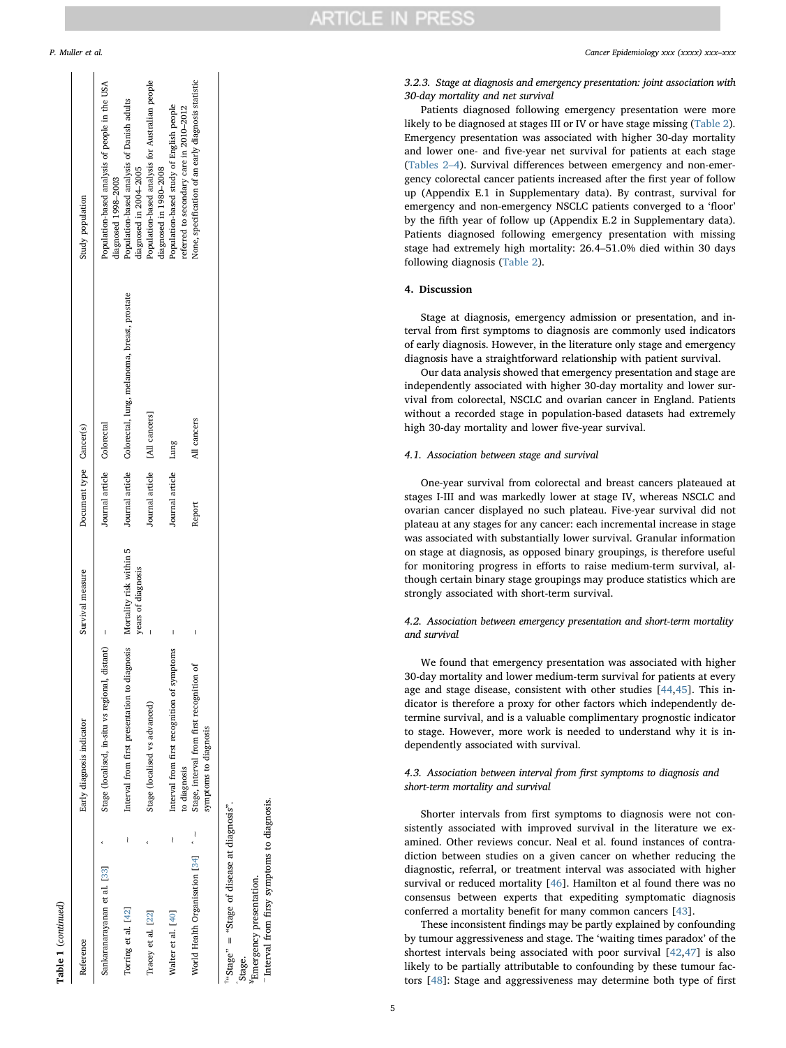**Table 1** (*continued*)

| Reference | | Early diagnosis indicator | Survival measure | Document type | Cancer(s) | Study population |
|---|---|---|---|---|---|---|
| Sankaranarayanan et al. [33] | ‸ | Stage (localised, in-situ vs regional, distant) | – | Journal article | Colorectal | Population-based analysis of people in the USA diagnosed 1998–2003 |
| Torring et al. [42] | ~ | Interval from first presentation to diagnosis | Mortality risk within 5 years of diagnosis | Journal article | Colorectal, lung, melanoma, breast, prostate | Population-based analysis of Danish adults diagnosed in 2004–2005 |
| Tracey et al. [22] | ‸ | Stage (localised vs advanced) | – | Journal article | [All cancers] | Population-based analysis for Australian people diagnosed in 1980–2008 |
| Walter et al. [40] | ~ | Interval from first recognition of symptoms to diagnosis | – | Journal article | Lung | Population-based study of English people referred to secondary care in 2010–2012 |
| World Health Organisation [34] | ‸ ~ | Stage, interval from first recognition of symptoms to diagnosis | – | Report | All cancers | None, specification of an early diagnosis statistic |

[a] "Stage" = "Stage of disease at diagnosis".
‸Stage.
¥Emergency presentation.
~Interval from firsy symptoms to diagnosis.

*3.2.3. Stage at diagnosis and emergency presentation: joint association with 30-day mortality and net survival*

Patients diagnosed following emergency presentation were more likely to be diagnosed at stages III or IV or have stage missing (Table 2). Emergency presentation was associated with higher 30-day mortality and lower one- and five-year net survival for patients at each stage (Tables 2–4). Survival differences between emergency and non-emergency colorectal cancer patients increased after the first year of follow up (Appendix E.1 in Supplementary data). By contrast, survival for emergency and non-emergency NSCLC patients converged to a 'floor' by the fifth year of follow up (Appendix E.2 in Supplementary data). Patients diagnosed following emergency presentation with missing stage had extremely high mortality: 26.4–51.0% died within 30 days following diagnosis (Table 2).

## 4. Discussion

Stage at diagnosis, emergency admission or presentation, and interval from first symptoms to diagnosis are commonly used indicators of early diagnosis. However, in the literature only stage and emergency diagnosis have a straightforward relationship with patient survival.

Our data analysis showed that emergency presentation and stage are independently associated with higher 30-day mortality and lower survival from colorectal, NSCLC and ovarian cancer in England. Patients without a recorded stage in population-based datasets had extremely high 30-day mortality and lower five-year survival.

*4.1. Association between stage and survival*

One-year survival from colorectal and breast cancers plateaued at stages I-III and was markedly lower at stage IV, whereas NSCLC and ovarian cancer displayed no such plateau. Five-year survival did not plateau at any stages for any cancer: each incremental increase in stage was associated with substantially lower survival. Granular information on stage at diagnosis, as opposed binary groupings, is therefore useful for monitoring progress in efforts to raise medium-term survival, although certain binary stage groupings may produce statistics which are strongly associated with short-term survival.

*4.2. Association between emergency presentation and short-term mortality and survival*

We found that emergency presentation was associated with higher 30-day mortality and lower medium-term survival for patients at every age and stage disease, consistent with other studies [44,45]. This indicator is therefore a proxy for other factors which independently determine survival, and is a valuable complimentary prognostic indicator to stage. However, more work is needed to understand why it is independently associated with survival.

*4.3. Association between interval from first symptoms to diagnosis and short-term mortality and survival*

Shorter intervals from first symptoms to diagnosis were not consistently associated with improved survival in the literature we examined. Other reviews concur. Neal et al. found instances of contradiction between studies on a given cancer on whether reducing the diagnostic, referral, or treatment interval was associated with higher survival or reduced mortality [46]. Hamilton et al found there was no consensus between experts that expediting symptomatic diagnosis conferred a mortality benefit for many common cancers [43].

These inconsistent findings may be partly explained by confounding by tumour aggressiveness and stage. The 'waiting times paradox' of the shortest intervals being associated with poor survival [42,47] is also likely to be partially attributable to confounding by these tumour factors [48]: Stage and aggressiveness may determine both type of first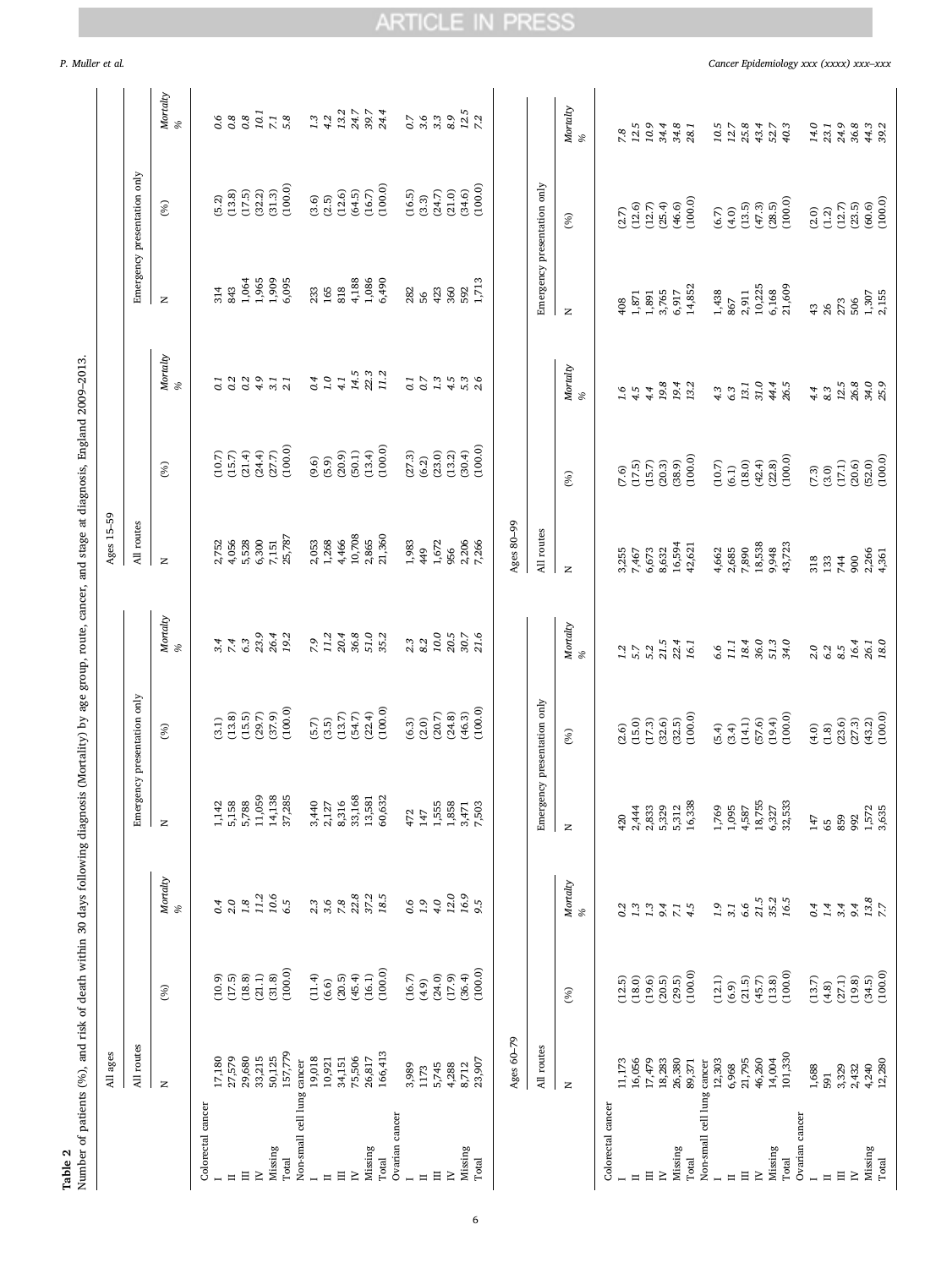**Table 2**

Number of patients (%), and risk of death within 30 days following diagnosis (Mortality) by age group, route, cancer, and stage at diagnosis, England 2009–2013.

| | All ages | | | | | | Ages 15–59 | | | | | |
|---|---|---|---|---|---|---|---|---|---|---|---|---|
| | All routes | | | Emergency presentation only | | | All routes | | | Emergency presentation only | | |
| | N | (%) | *Mortalty %* | N | (%) | *Mortalty %* | N | (%) | *Mortalty %* | N | (%) | *Mortalty %* |
| **Colorectal cancer** | | | | | | | | | | | | |
| I | 17,180 | (10.9) | *0.4* | 1,142 | (3.1) | *3.4* | 2,752 | (10.7) | *0.1* | 314 | (5.2) | *0.6* |
| II | 27,579 | (17.5) | *2.0* | 5,158 | (13.8) | *7.4* | 4,056 | (15.7) | *0.2* | 843 | (13.8) | *0.8* |
| III | 29,680 | (18.8) | *1.8* | 5,788 | (15.5) | *6.3* | 5,528 | (21.4) | *0.2* | 1,064 | (17.5) | *0.8* |
| IV | 33,215 | (21.1) | *11.2* | 11,059 | (29.7) | *23.9* | 6,300 | (24.4) | *4.9* | 1,965 | (32.2) | *10.1* |
| Missing | 50,125 | (31.8) | *10.6* | 14,138 | (37.9) | *26.4* | 7,151 | (27.7) | *3.1* | 1,909 | (31.3) | *7.1* |
| Total | 157,779 | (100.0) | *6.5* | 37,285 | (100.0) | *19.2* | 25,787 | (100.0) | *2.1* | 6,095 | (100.0) | *5.8* |
| **Non-small cell lung cancer** | | | | | | | | | | | | |
| I | 19,018 | (11.4) | *2.3* | 3,440 | (5.7) | *7.9* | 2,053 | (9.6) | *0.4* | 233 | (3.6) | *1.3* |
| II | 10,921 | (6.6) | *3.6* | 2,127 | (3.5) | *11.2* | 1,268 | (5.9) | *1.0* | 165 | (2.5) | *4.2* |
| III | 34,151 | (20.5) | *7.8* | 8,316 | (13.7) | *20.4* | 4,466 | (20.9) | *4.1* | 818 | (12.6) | *13.2* |
| IV | 75,506 | (45.4) | *22.8* | 33,168 | (54.7) | *36.8* | 10,708 | (50.1) | *14.5* | 4,188 | (64.5) | *24.7* |
| Missing | 26,817 | (16.1) | *37.2* | 13,581 | (22.4) | *51.0* | 2,865 | (13.4) | *22.3* | 1,086 | (16.7) | *39.7* |
| Total | 166,413 | (100.0) | *18.5* | 60,632 | (100.0) | *35.2* | 21,360 | (100.0) | *11.2* | 6,490 | (100.0) | *24.4* |
| **Ovarian cancer** | | | | | | | | | | | | |
| I | 3,989 | (16.7) | *0.6* | 472 | (6.3) | *2.3* | 1,983 | (27.3) | *0.1* | 282 | (16.5) | *0.7* |
| II | 1173 | (4.9) | *1.9* | 147 | (2.0) | *8.2* | 449 | (6.2) | *0.7* | 56 | (3.3) | *3.6* |
| III | 5,745 | (24.0) | *4.0* | 1,555 | (20.7) | *10.0* | 1,672 | (23.0) | *1.3* | 423 | (24.7) | *3.3* |
| IV | 4,288 | (17.9) | *12.0* | 1,858 | (24.8) | *20.5* | 956 | (13.2) | *4.5* | 360 | (21.0) | *8.9* |
| Missing | 8,712 | (36.4) | *16.9* | 3,471 | (46.3) | *30.7* | 2,206 | (30.4) | *5.3* | 592 | (34.6) | *12.5* |
| Total | 23,907 | (100.0) | *9.5* | 7,503 | (100.0) | *21.6* | 7,266 | (100.0) | *2.6* | 1,713 | (100.0) | *7.2* |

| | Ages 60–79 | | | | | | Ages 80–99 | | | | | |
|---|---|---|---|---|---|---|---|---|---|---|---|---|
| | All routes | | | Emergency presentation only | | | All routes | | | Emergency presentation only | | |
| | N | (%) | *Mortalty %* | N | (%) | *Mortalty %* | N | (%) | *Mortalty %* | N | (%) | *Mortalty %* |
| **Colorectal cancer** | | | | | | | | | | | | |
| I | 11,173 | (12.5) | *0.2* | 420 | (2.6) | *1.2* | 3,255 | (7.6) | *1.6* | 408 | (2.7) | *7.8* |
| II | 16,056 | (18.0) | *1.3* | 2,444 | (15.0) | *5.7* | 7,467 | (17.5) | *4.5* | 1,871 | (12.6) | *12.5* |
| III | 17,479 | (19.6) | *1.3* | 2,833 | (17.3) | *5.2* | 6,673 | (15.7) | *4.4* | 1,891 | (12.7) | *10.9* |
| IV | 18,283 | (20.5) | *9.4* | 5,329 | (32.6) | *21.5* | 8,632 | (20.3) | *19.8* | 3,765 | (25.4) | *34.4* |
| Missing | 26,380 | (29.5) | *7.1* | 5,312 | (32.5) | *22.4* | 16,594 | (38.9) | *19.4* | 6,917 | (46.6) | *34.8* |
| Total | 89,371 | (100.0) | *4.5* | 16,338 | (100.0) | *16.1* | 42,621 | (100.0) | *13.2* | 14,852 | (100.0) | *28.1* |
| **Non-small cell lung cancer** | | | | | | | | | | | | |
| I | 12,303 | (12.1) | *1.9* | 1,769 | (5.4) | *6.6* | 4,662 | (10.7) | *4.3* | 1,438 | (6.7) | *10.5* |
| II | 6,968 | (6.9) | *3.1* | 1,095 | (3.4) | *11.1* | 2,685 | (6.1) | *6.3* | 867 | (4.0) | *12.7* |
| III | 21,795 | (21.5) | *6.6* | 4,587 | (14.1) | *18.4* | 7,890 | (18.0) | *13.1* | 2,911 | (13.5) | *25.8* |
| IV | 46,260 | (45.7) | *21.5* | 18,755 | (57.6) | *36.0* | 18,538 | (42.4) | *31.0* | 10,225 | (47.3) | *43.4* |
| Missing | 14,004 | (13.8) | *35.2* | 6,327 | (19.4) | *51.3* | 9,948 | (22.8) | *44.4* | 6,168 | (28.5) | *52.7* |
| Total | 101,330 | (100.0) | *16.5* | 32,533 | (100.0) | *34.0* | 43,723 | (100.0) | *26.5* | 21,609 | (100.0) | *40.3* |
| **Ovarian cancer** | | | | | | | | | | | | |
| I | 1,688 | (13.7) | *0.4* | 147 | (4.0) | *2.0* | 318 | (7.3) | *4.4* | 43 | (2.0) | *14.0* |
| II | 591 | (4.8) | *1.4* | 65 | (1.8) | *6.2* | 133 | (3.0) | *8.3* | 26 | (1.2) | *23.1* |
| III | 3,329 | (27.1) | *3.4* | 859 | (23.6) | *8.5* | 744 | (17.1) | *12.5* | 273 | (12.7) | *24.9* |
| IV | 2,432 | (19.8) | *9.4* | 992 | (27.3) | *16.4* | 900 | (20.6) | *26.8* | 506 | (23.5) | *36.8* |
| Missing | 4,240 | (34.5) | *13.8* | 1,572 | (43.2) | *26.1* | 2,266 | (52.0) | *34.0* | 1,307 | (60.6) | *44.3* |
| Total | 12,280 | (100.0) | *7.7* | 3,635 | (100.0) | *18.0* | 4,361 | (100.0) | *25.9* | 2,155 | (100.0) | *39.2* |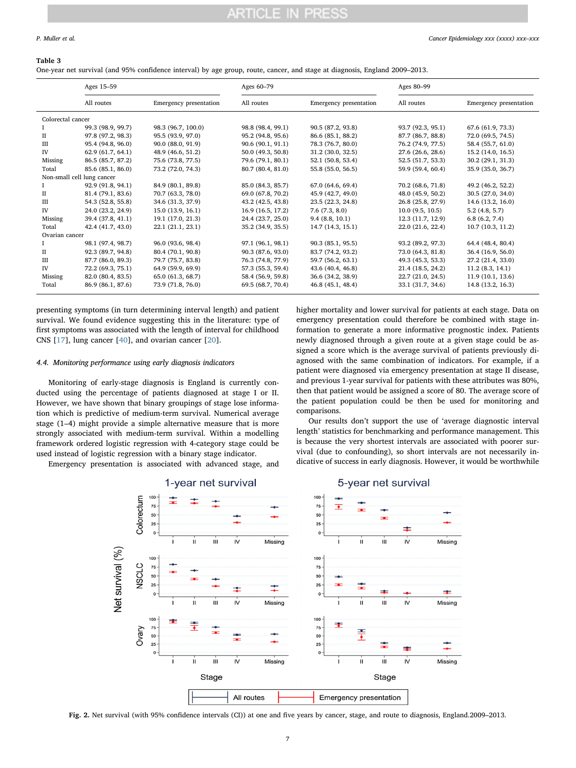**Table 3**
One-year net survival (and 95% confidence interval) by age group, route, cancer, and stage at diagnosis, England 2009–2013.

| | Ages 15–59 | | Ages 60–79 | | Ages 80–99 | |
|---|---|---|---|---|---|---|
| | All routes | Emergency presentation | All routes | Emergency presentation | All routes | Emergency presentation |
| Colorectal cancer | | | | | | |
| I | 99.3 (98.9, 99.7) | 98.3 (96.7, 100.0) | 98.8 (98.4, 99.1) | 90.5 (87.2, 93.8) | 93.7 (92.3, 95.1) | 67.6 (61.9, 73.3) |
| II | 97.8 (97.2, 98.3) | 95.5 (93.9, 97.0) | 95.2 (94.8, 95.6) | 86.6 (85.1, 88.2) | 87.7 (86.7, 88.8) | 72.0 (69.5, 74.5) |
| III | 95.4 (94.8, 96.0) | 90.0 (88.0, 91.9) | 90.6 (90.1, 91.1) | 78.3 (76.7, 80.0) | 76.2 (74.9, 77.5) | 58.4 (55.7, 61.0) |
| IV | 62.9 (61.7, 64.1) | 48.9 (46.6, 51.2) | 50.0 (49.3, 50.8) | 31.2 (30.0, 32.5) | 27.6 (26.6, 28.6) | 15.2 (14.0, 16.5) |
| Missing | 86.5 (85.7, 87.2) | 75.6 (73.8, 77.5) | 79.6 (79.1, 80.1) | 52.1 (50.8, 53.4) | 52.5 (51.7, 53.3) | 30.2 (29.1, 31.3) |
| Total | 85.6 (85.1, 86.0) | 73.2 (72.0, 74.3) | 80.7 (80.4, 81.0) | 55.8 (55.0, 56.5) | 59.9 (59.4, 60.4) | 35.9 (35.0, 36.7) |
| Non-small cell lung cancer | | | | | | |
| I | 92.9 (91.8, 94.1) | 84.9 (80.1, 89.8) | 85.0 (84.3, 85.7) | 67.0 (64.6, 69.4) | 70.2 (68.6, 71.8) | 49.2 (46.2, 52.2) |
| II | 81.4 (79.1, 83.6) | 70.7 (63.3, 78.0) | 69.0 (67.8, 70.2) | 45.9 (42.7, 49.0) | 48.0 (45.9, 50.2) | 30.5 (27.0, 34.0) |
| III | 54.3 (52.8, 55.8) | 34.6 (31.3, 37.9) | 43.2 (42.5, 43.8) | 23.5 (22.3, 24.8) | 26.8 (25.8, 27.9) | 14.6 (13.2, 16.0) |
| IV | 24.0 (23.2, 24.9) | 15.0 (13.9, 16.1) | 16.9 (16.5, 17.2) | 7.6 (7.3, 8.0) | 10.0 (9.5, 10.5) | 5.2 (4.8, 5.7) |
| Missing | 39.4 (37.8, 41.1) | 19.1 (17.0, 21.3) | 24.4 (23.7, 25.0) | 9.4 (8.8, 10.1) | 12.3 (11.7, 12.9) | 6.8 (6.2, 7.4) |
| Total | 42.4 (41.7, 43.0) | 22.1 (21.1, 23.1) | 35.2 (34.9, 35.5) | 14.7 (14.3, 15.1) | 22.0 (21.6, 22.4) | 10.7 (10.3, 11.2) |
| Ovarian cancer | | | | | | |
| I | 98.1 (97.4, 98.7) | 96.0 (93.6, 98.4) | 97.1 (96.1, 98.1) | 90.3 (85.1, 95.5) | 93.2 (89.2, 97.3) | 64.4 (48.4, 80.4) |
| II | 92.3 (89.7, 94.8) | 80.4 (70.1, 90.8) | 90.3 (87.6, 93.0) | 83.7 (74.2, 93.2) | 73.0 (64.3, 81.8) | 36.4 (16.9, 56.0) |
| III | 87.7 (86.0, 89.3) | 79.7 (75.7, 83.8) | 76.3 (74.8, 77.9) | 59.7 (56.2, 63.1) | 49.3 (45.3, 53.3) | 27.2 (21.4, 33.0) |
| IV | 72.2 (69.3, 75.1) | 64.9 (59.9, 69.9) | 57.3 (55.3, 59.4) | 43.6 (40.4, 46.8) | 21.4 (18.5, 24.2) | 11.2 (8.3, 14.1) |
| Missing | 82.0 (80.4, 83.5) | 65.0 (61.3, 68.7) | 58.4 (56.9, 59.8) | 36.6 (34.2, 38.9) | 22.7 (21.0, 24.5) | 11.9 (10.1, 13.6) |
| Total | 86.9 (86.1, 87.6) | 73.9 (71.8, 76.0) | 69.5 (68.7, 70.4) | 46.8 (45.1, 48.4) | 33.1 (31.7, 34.6) | 14.8 (13.2, 16.3) |

presenting symptoms (in turn determining interval length) and patient survival. We found evidence suggesting this in the literature: type of first symptoms was associated with the length of interval for childhood CNS [17], lung cancer [40], and ovarian cancer [20].

### 4.4. Monitoring performance using early diagnosis indicators

Monitoring of early-stage diagnosis is England is currently conducted using the percentage of patients diagnosed at stage I or II. However, we have shown that binary groupings of stage lose information which is predictive of medium-term survival. Numerical average stage (1–4) might provide a simple alternative measure that is more strongly associated with medium-term survival. Within a modelling framework ordered logistic regression with 4-category stage could be used instead of logistic regression with a binary stage indicator.

Emergency presentation is associated with advanced stage, and higher mortality and lower survival for patients at each stage. Data on emergency presentation could therefore be combined with stage information to generate a more informative prognostic index. Patients newly diagnosed through a given route at a given stage could be assigned a score which is the average survival of patients previously diagnosed with the same combination of indicators. For example, if a patient were diagnosed via emergency presentation at stage II disease, and previous 1-year survival for patients with these attributes was 80%, then that patient would be assigned a score of 80. The average score of the patient population could be then be used for monitoring and comparisons.

Our results don't support the use of 'average diagnostic interval length' statistics for benchmarking and performance management. This is because the very shortest intervals are associated with poorer survival (due to confounding), so short intervals are not necessarily indicative of success in early diagnosis. However, it would be worthwhile

**Fig. 2.** Net survival (with 95% confidence intervals (CI)) at one and five years by cancer, stage, and route to diagnosis, England.2009–2013.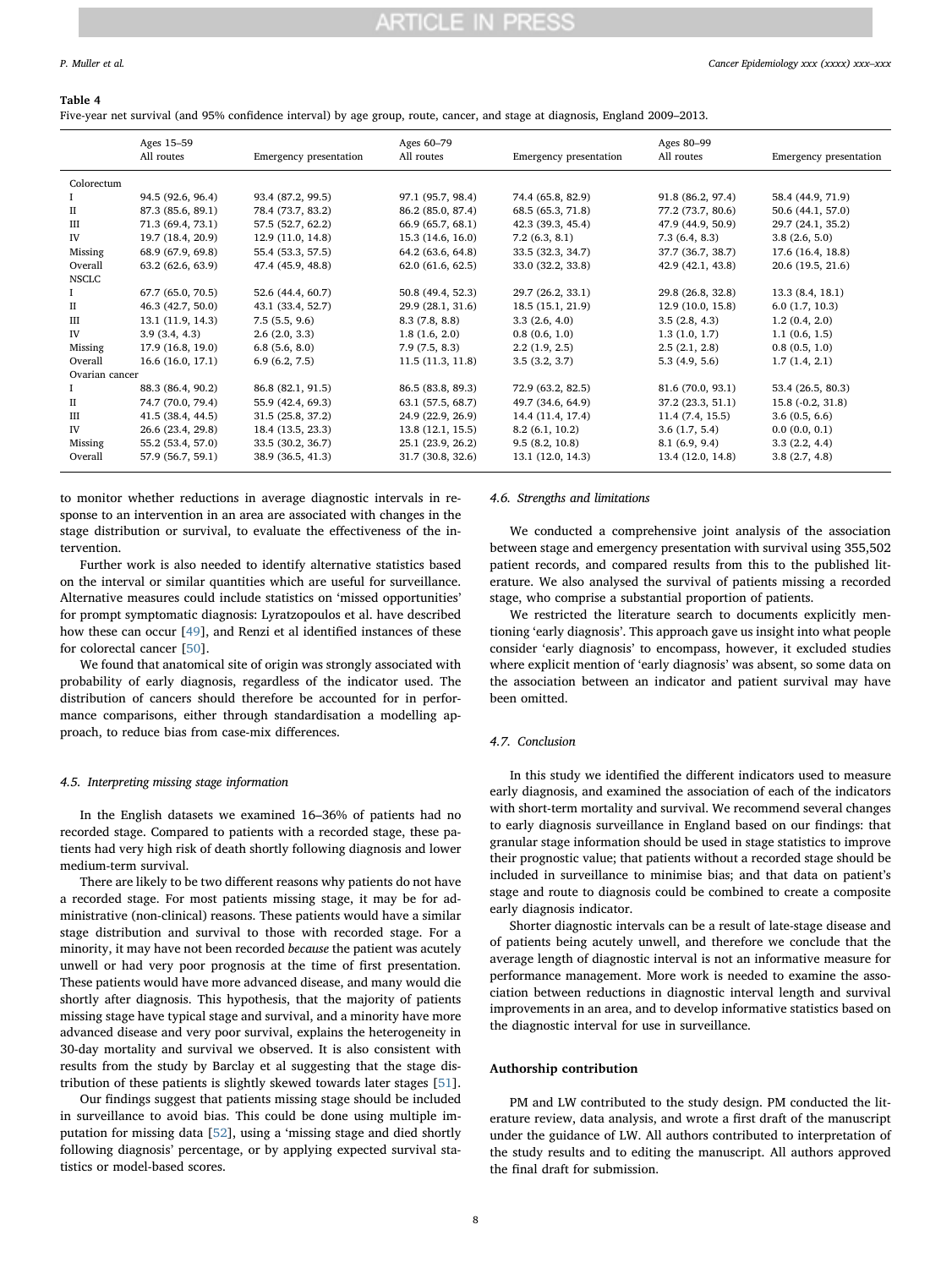**Table 4**

Five-year net survival (and 95% confidence interval) by age group, route, cancer, and stage at diagnosis, England 2009–2013.

| | Ages 15–59 | | Ages 60–79 | | Ages 80–99 | |
|---|---|---|---|---|---|---|
| | All routes | Emergency presentation | All routes | Emergency presentation | All routes | Emergency presentation |
| Colorectum | | | | | | |
| I | 94.5 (92.6, 96.4) | 93.4 (87.2, 99.5) | 97.1 (95.7, 98.4) | 74.4 (65.8, 82.9) | 91.8 (86.2, 97.4) | 58.4 (44.9, 71.9) |
| II | 87.3 (85.6, 89.1) | 78.4 (73.7, 83.2) | 86.2 (85.0, 87.4) | 68.5 (65.3, 71.8) | 77.2 (73.7, 80.6) | 50.6 (44.1, 57.0) |
| III | 71.3 (69.4, 73.1) | 57.5 (52.7, 62.2) | 66.9 (65.7, 68.1) | 42.3 (39.3, 45.4) | 47.9 (44.9, 50.9) | 29.7 (24.1, 35.2) |
| IV | 19.7 (18.4, 20.9) | 12.9 (11.0, 14.8) | 15.3 (14.6, 16.0) | 7.2 (6.3, 8.1) | 7.3 (6.4, 8.3) | 3.8 (2.6, 5.0) |
| Missing | 68.9 (67.9, 69.8) | 55.4 (53.3, 57.5) | 64.2 (63.6, 64.8) | 33.5 (32.3, 34.7) | 37.7 (36.7, 38.7) | 17.6 (16.4, 18.8) |
| Overall | 63.2 (62.6, 63.9) | 47.4 (45.9, 48.8) | 62.0 (61.6, 62.5) | 33.0 (32.2, 33.8) | 42.9 (42.1, 43.8) | 20.6 (19.5, 21.6) |
| NSCLC | | | | | | |
| I | 67.7 (65.0, 70.5) | 52.6 (44.4, 60.7) | 50.8 (49.4, 52.3) | 29.7 (26.2, 33.1) | 29.8 (26.8, 32.8) | 13.3 (8.4, 18.1) |
| II | 46.3 (42.7, 50.0) | 43.1 (33.4, 52.7) | 29.9 (28.1, 31.6) | 18.5 (15.1, 21.9) | 12.9 (10.0, 15.8) | 6.0 (1.7, 10.3) |
| III | 13.1 (11.9, 14.3) | 7.5 (5.5, 9.6) | 8.3 (7.8, 8.8) | 3.3 (2.6, 4.0) | 3.5 (2.8, 4.3) | 1.2 (0.4, 2.0) |
| IV | 3.9 (3.4, 4.3) | 2.6 (2.0, 3.3) | 1.8 (1.6, 2.0) | 0.8 (0.6, 1.0) | 1.3 (1.0, 1.7) | 1.1 (0.6, 1.5) |
| Missing | 17.9 (16.8, 19.0) | 6.8 (5.6, 8.0) | 7.9 (7.5, 8.3) | 2.2 (1.9, 2.5) | 2.5 (2.1, 2.8) | 0.8 (0.5, 1.0) |
| Overall | 16.6 (16.0, 17.1) | 6.9 (6.2, 7.5) | 11.5 (11.3, 11.8) | 3.5 (3.2, 3.7) | 5.3 (4.9, 5.6) | 1.7 (1.4, 2.1) |
| Ovarian cancer | | | | | | |
| I | 88.3 (86.4, 90.2) | 86.8 (82.1, 91.5) | 86.5 (83.8, 89.3) | 72.9 (63.2, 82.5) | 81.6 (70.0, 93.1) | 53.4 (26.5, 80.3) |
| II | 74.7 (70.0, 79.4) | 55.9 (42.4, 69.3) | 63.1 (57.5, 68.7) | 49.7 (34.6, 64.9) | 37.2 (23.3, 51.1) | 15.8 (-0.2, 31.8) |
| III | 41.5 (38.4, 44.5) | 31.5 (25.8, 37.2) | 24.9 (22.9, 26.9) | 14.4 (11.4, 17.4) | 11.4 (7.4, 15.5) | 3.6 (0.5, 6.6) |
| IV | 26.6 (23.4, 29.8) | 18.4 (13.5, 23.3) | 13.8 (12.1, 15.5) | 8.2 (6.1, 10.2) | 3.6 (1.7, 5.4) | 0.0 (0.0, 0.1) |
| Missing | 55.2 (53.4, 57.0) | 33.5 (30.2, 36.7) | 25.1 (23.9, 26.2) | 9.5 (8.2, 10.8) | 8.1 (6.9, 9.4) | 3.3 (2.2, 4.4) |
| Overall | 57.9 (56.7, 59.1) | 38.9 (36.5, 41.3) | 31.7 (30.8, 32.6) | 13.1 (12.0, 14.3) | 13.4 (12.0, 14.8) | 3.8 (2.7, 4.8) |

to monitor whether reductions in average diagnostic intervals in response to an intervention in an area are associated with changes in the stage distribution or survival, to evaluate the effectiveness of the intervention.

Further work is also needed to identify alternative statistics based on the interval or similar quantities which are useful for surveillance. Alternative measures could include statistics on 'missed opportunities' for prompt symptomatic diagnosis: Lyratzopoulos et al. have described how these can occur [49], and Renzi et al identified instances of these for colorectal cancer [50].

We found that anatomical site of origin was strongly associated with probability of early diagnosis, regardless of the indicator used. The distribution of cancers should therefore be accounted for in performance comparisons, either through standardisation a modelling approach, to reduce bias from case-mix differences.

### 4.5. Interpreting missing stage information

In the English datasets we examined 16–36% of patients had no recorded stage. Compared to patients with a recorded stage, these patients had very high risk of death shortly following diagnosis and lower medium-term survival.

There are likely to be two different reasons why patients do not have a recorded stage. For most patients missing stage, it may be for administrative (non-clinical) reasons. These patients would have a similar stage distribution and survival to those with recorded stage. For a minority, it may have not been recorded *because* the patient was acutely unwell or had very poor prognosis at the time of first presentation. These patients would have more advanced disease, and many would die shortly after diagnosis. This hypothesis, that the majority of patients missing stage have typical stage and survival, and a minority have more advanced disease and very poor survival, explains the heterogeneity in 30-day mortality and survival we observed. It is also consistent with results from the study by Barclay et al suggesting that the stage distribution of these patients is slightly skewed towards later stages [51].

Our findings suggest that patients missing stage should be included in surveillance to avoid bias. This could be done using multiple imputation for missing data [52], using a 'missing stage and died shortly following diagnosis' percentage, or by applying expected survival statistics or model-based scores.

### 4.6. Strengths and limitations

We conducted a comprehensive joint analysis of the association between stage and emergency presentation with survival using 355,502 patient records, and compared results from this to the published literature. We also analysed the survival of patients missing a recorded stage, who comprise a substantial proportion of patients.

We restricted the literature search to documents explicitly mentioning 'early diagnosis'. This approach gave us insight into what people consider 'early diagnosis' to encompass, however, it excluded studies where explicit mention of 'early diagnosis' was absent, so some data on the association between an indicator and patient survival may have been omitted.

### 4.7. Conclusion

In this study we identified the different indicators used to measure early diagnosis, and examined the association of each of the indicators with short-term mortality and survival. We recommend several changes to early diagnosis surveillance in England based on our findings: that granular stage information should be used in stage statistics to improve their prognostic value; that patients without a recorded stage should be included in surveillance to minimise bias; and that data on patient's stage and route to diagnosis could be combined to create a composite early diagnosis indicator.

Shorter diagnostic intervals can be a result of late-stage disease and of patients being acutely unwell, and therefore we conclude that the average length of diagnostic interval is not an informative measure for performance management. More work is needed to examine the association between reductions in diagnostic interval length and survival improvements in an area, and to develop informative statistics based on the diagnostic interval for use in surveillance.

## Authorship contribution

PM and LW contributed to the study design. PM conducted the literature review, data analysis, and wrote a first draft of the manuscript under the guidance of LW. All authors contributed to interpretation of the study results and to editing the manuscript. All authors approved the final draft for submission.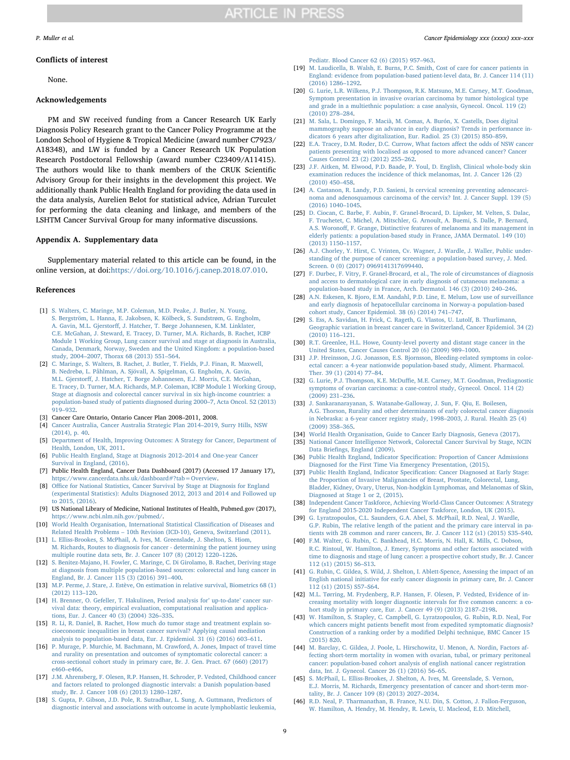## Conflicts of interest

None.

## Acknowledgements

PM and SW received funding from a Cancer Research UK Early Diagnosis Policy Research grant to the Cancer Policy Programme at the London School of Hygiene & Tropical Medicine (award number C7923/A18348), and LW is funded by a Cancer Research UK Population Research Postdoctoral Fellowship (award number C23409/A11415). The authors would like to thank members of the CRUK Scientific Advisory Group for their insights in the development this project. We additionally thank Public Health England for providing the data used in the data analysis, Aurelien Belot for statistical advice, Adrian Turculet for performing the data cleaning and linkage, and members of the LSHTM Cancer Survival Group for many informative discussions.

## Appendix A. Supplementary data

Supplementary material related to this article can be found, in the online version, at doi:https://doi.org/10.1016/j.canep.2018.07.010.

## References

[1] S. Walters, C. Maringe, M.P. Coleman, M.D. Peake, J. Butler, N. Young, S. Bergström, L. Hanna, E. Jakobsen, K. Kölbeck, S. Sundstrøm, G. Engholm, A. Gavin, M.L. Gjerstorff, J. Hatcher, T. Børge Johannesen, K.M. Linklater, C.E. McGahan, J. Steward, E. Tracey, D. Turner, M.A. Richards, B. Rachet, ICBP Module 1 Working Group, Lung cancer survival and stage at diagnosis in Australia, Canada, Denmark, Norway, Sweden and the United Kingdom: a population-based study, 2004–2007, Thorax 68 (2013) 551–564.

[2] C. Maringe, S. Walters, B. Rachet, J. Butler, T. Fields, P.J. Finan, R. Maxwell, B. Nedrebø, L. Påhlman, A. Sjövall, A. Spigelman, G. Engholm, A. Gavin, M.L. Gjerstorff, J. Hatcher, T. Borge Johannesen, E.J. Morris, C.E. McGahan, E. Tracey, D. Turner, M.A. Richards, M.P. Coleman, ICBP Module 1 Working Group, Stage at diagnosis and colorectal cancer survival in six high-income countries: a population-based study of patients diagnosed during 2000–7, Acta Oncol. 52 (2013) 919–932.

[3] Cancer Care Ontario, Ontario Cancer Plan 2008–2011, 2008.

[4] Cancer Australia, Cancer Australia Strategic Plan 2014–2019, Surry Hills, NSW (2014), p. 40.

[5] Department of Health, Improving Outcomes: A Strategy for Cancer, Department of Health, London, UK, 2011.

[6] Public Health England, Stage at Diagnosis 2012–2014 and One-year Cancer Survival in England, (2016).

[7] Public Health England, Cancer Data Dashboard (2017) (Accessed 17 January 17), https://www.cancerdata.nhs.uk/dashboard#?tab=Overview.

[8] Office for National Statistics, Cancer Survival by Stage at Diagnosis for England (experimental Statistics): Adults Diagnosed 2012, 2013 and 2014 and Followed up to 2015, (2016).

[9] US National Library of Medicine, National Institutes of Health, Pubmed.gov (2017), https://www.ncbi.nlm.nih.gov/pubmed/.

[10] World Health Organisation, International Statistical Classification of Diseases and Related Health Problems – 10th Revision (ICD-10), Geneva, Switzerland (2011).

[11] L. Elliss-Brookes, S. McPhail, A. Ives, M. Greenslade, J. Shelton, S. Hiom, M. Richards, Routes to diagnosis for cancer - determining the patient journey using multiple routine data sets, Br. J. Cancer 107 (8) (2012) 1220–1226.

[12] S. Benitez-Majano, H. Fowler, C. Maringe, C. Di Girolamo, B. Rachet, Deriving stage at diagnosis from multiple population-based sources: colorectal and lung cancer in England, Br. J. Cancer 115 (3) (2016) 391–400.

[13] M.P. Perme, J. Stare, J. Estève, On estimation in relative survival, Biometrics 68 (1) (2012) 113–120.

[14] H. Brenner, O. Gefeller, T. Hakulinen, Period analysis for' up-to-date' cancer survival data: theory, empirical evaluation, computational realisation and applications, Eur. J. Cancer 40 (3) (2004) 326–335.

[15] R. Li, R. Daniel, B. Rachet, How much do tumor stage and treatment explain socioeconomic inequalities in breast cancer survival? Applying causal mediation analysis to population-based data, Eur. J. Epidemiol. 31 (6) (2016) 603–611.

[16] P. Murage, P. Murchie, M. Bachmann, M. Crawford, A. Jones, Impact of travel time and rurality on presentation and outcomes of symptomatic colorectal cancer: a cross-sectional cohort study in primary care, Br. J. Gen. Pract. 67 (660) (2017) e460–e466.

[17] J.M. Ahrensberg, F. Olesen, R.P. Hansen, H. Schroder, P. Vedsted, Childhood cancer and factors related to prolonged diagnostic intervals: a Danish population-based study, Br. J. Cancer 108 (6) (2013) 1280–1287.

[18] S. Gupta, P. Gibson, J.D. Pole, R. Sutradhar, L. Sung, A. Guttmann, Predictors of diagnostic interval and associations with outcome in acute lymphoblastic leukemia, Pediatr. Blood Cancer 62 (6) (2015) 957–963.

[19] M. Laudicella, B. Walsh, E. Burns, P.C. Smith, Cost of care for cancer patients in England: evidence from population-based patient-level data, Br. J. Cancer 114 (11) (2016) 1286–1292.

[20] G. Lurie, L.R. Wilkens, P.J. Thompson, R.K. Matsuno, M.E. Carney, M.T. Goodman, Symptom presentation in invasive ovarian carcinoma by tumor histological type and grade in a multiethnic population: a case analysis, Gynecol. Oncol. 119 (2) (2010) 278–284.

[21] M. Sala, L. Domingo, F. Macià, M. Comas, A. Burón, X. Castells, Does digital mammography suppose an advance in early diagnosis? Trends in performance indicators 6 years after digitalization, Eur. Radiol. 25 (3) (2015) 850–859.

[22] E.A. Tracey, D.M. Roder, D.C. Currow, What factors affect the odds of NSW cancer patients presenting with localised as opposed to more advanced cancer? Cancer Causes Control 23 (2) (2012) 255–262.

[23] J.F. Aitken, M. Elwood, P.D. Baade, P. Youl, D. English, Clinical whole-body skin examination reduces the incidence of thick melanomas, Int. J. Cancer 126 (2) (2010) 450–458.

[24] A. Castanon, R. Landy, P.D. Sasieni, Is cervical screening preventing adenocarcinoma and adenosquamous carcinoma of the cervix? Int. J. Cancer Suppl. 139 (5) (2016) 1040–1045.

[25] D. Ciocan, C. Barbe, F. Aubin, F. Granel-Brocard, D. Lipsker, M. Velten, S. Dalac, F. Truchetet, C. Michel, A. Mitschler, G. Arnoult, A. Buemi, S. Dalle, P. Bernard, A.S. Woronoff, F. Grange, Distinctive features of melanoma and its management in elderly patients: a population-based study in France, JAMA Dermatol. 149 (10) (2013) 1150–1157.

[26] A.J. Chorley, Y. Hirst, C. Vrinten, Cv. Wagner, J. Wardle, J. Waller, Public understanding of the purpose of cancer screening: a population-based survey, J. Med. Screen. 0 (0) (2017) 0969141317699440.

[27] F. Durbec, F. Vitry, F. Granel-Brocard, et al., The role of circumstances of diagnosis and access to dermatological care in early diagnosis of cutaneous melanoma: a population-based study in France, Arch. Dermatol. 146 (3) (2010) 240–246.

[28] A.N. Eskesen, K. Bjoro, E.M. Aandahl, P.D. Line, E. Melum, Low use of surveillance and early diagnosis of hepatocellular carcinoma in Norway-a population-based cohort study, Cancer Epidemiol. 38 (6) (2014) 741–747.

[29] S. Ess, A. Savidan, H. Frick, C. Rageth, G. Vlastos, U. Lutolf, B. Thurlimann, Geographic variation in breast cancer care in Switzerland, Cancer Epidemiol. 34 (2) (2010) 116–121.

[30] R.T. Greenlee, H.L. Howe, County-level poverty and distant stage cancer in the United States, Cancer Causes Control 20 (6) (2009) 989–1000.

[31] J.P. Hreinsson, J.G. Jonasson, E.S. Bjornsson, Bleeding-related symptoms in colorectal cancer: a 4-year nationwide population-based study, Aliment. Pharmacol. Ther. 39 (1) (2014) 77–84.

[32] G. Lurie, P.J. Thompson, K.E. McDuffie, M.E. Carney, M.T. Goodman, Prediagnostic symptoms of ovarian carcinoma: a case-control study, Gynecol. Oncol. 114 (2) (2009) 231–236.

[33] J. Sankaranarayanan, S. Watanabe-Galloway, J. Sun, F. Qiu, E. Boilesen, A.G. Thorson, Rurality and other determinants of early colorectal cancer diagnosis in Nebraska: a 6-year cancer registry study, 1998–2003, J. Rural. Health 25 (4) (2009) 358–365.

[34] World Health Organisation, Guide to Cancer Early Diagnosis, Geneva (2017).

[35] National Cancer Intelligence Network, Colorectal Cancer Survival by Stage, NCIN Data Briefings, England (2009).

[36] Public Health England, Indicator Specification: Proportion of Cancer Admissions Diagnosed for the First Time Via Emergency Presentation, (2015).

[37] Public Health England, Indicator Specification: Cancer Diagnosed at Early Stage: the Proportion of Invasive Malignancies of Breast, Prostate, Colorectal, Lung, Bladder, Kidney, Ovary, Uterus, Non-hodgkin Lymphomas, and Melanomas of Skin, Diagnosed at Stage 1 or 2, (2015).

[38] Independent Cancer Taskforce, Achieving World-Class Cancer Outcomes: A Strategy for England 2015-2020 Independent Cancer Taskforce, London, UK (2015).

[39] G. Lyratzopoulos, C.L. Saunders, G.A. Abel, S. McPhail, R.D. Neal, J. Wardle, G.P. Rubin, The relative length of the patient and the primary care interval in patients with 28 common and rarer cancers, Br. J. Cancer 112 (s1) (2015) S35–S40.

[40] F.M. Walter, G. Rubin, C. Bankhead, H.C. Morris, N. Hall, K. Mills, C. Dobson, R.C. Rintoul, W. Hamilton, J. Emery, Symptoms and other factors associated with time to diagnosis and stage of lung cancer: a prospective cohort study, Br. J. Cancer 112 (s1) (2015) S6–S13.

[41] G. Rubin, C. Gildea, S. Wild, J. Shelton, I. Ablett-Spence, Assessing the impact of an English national initiative for early cancer diagnosis in primary care, Br. J. Cancer 112 (s1) (2015) S57–S64.

[42] M.L. Tørring, M. Frydenberg, R.P. Hansen, F. Olesen, P. Vedsted, Evidence of increasing mortality with longer diagnostic intervals for five common cancers: a cohort study in primary care, Eur. J. Cancer 49 (9) (2013) 2187–2198.

[43] W. Hamilton, S. Stapley, C. Campbell, G. Lyratzopoulos, G. Rubin, R.D. Neal, For which cancers might patients benefit most from expedited symptomatic diagnosis? Construction of a ranking order by a modified Delphi technique, BMC Cancer 15 (2015) 820.

[44] M. Barclay, C. Gildea, J. Poole, L. Hirschowitz, U. Menon, A. Nordin, Factors affecting short-term mortality in women with ovarian, tubal, or primary peritoneal cancer: population-based cohort analysis of english national cancer registration data, Int. J. Gynecol. Cancer 26 (1) (2016) 56–65.

[45] S. McPhail, L. Elliss-Brookes, J. Shelton, A. Ives, M. Greenslade, S. Vernon, E.J. Morris, M. Richards, Emergency presentation of cancer and short-term mortality, Br. J. Cancer 109 (8) (2013) 2027–2034.

[46] R.D. Neal, P. Tharmanathan, B. France, N.U. Din, S. Cotton, J. Fallon-Ferguson, W. Hamilton, A. Hendry, M. Hendry, R. Lewis, U. Macleod, E.D. Mitchell,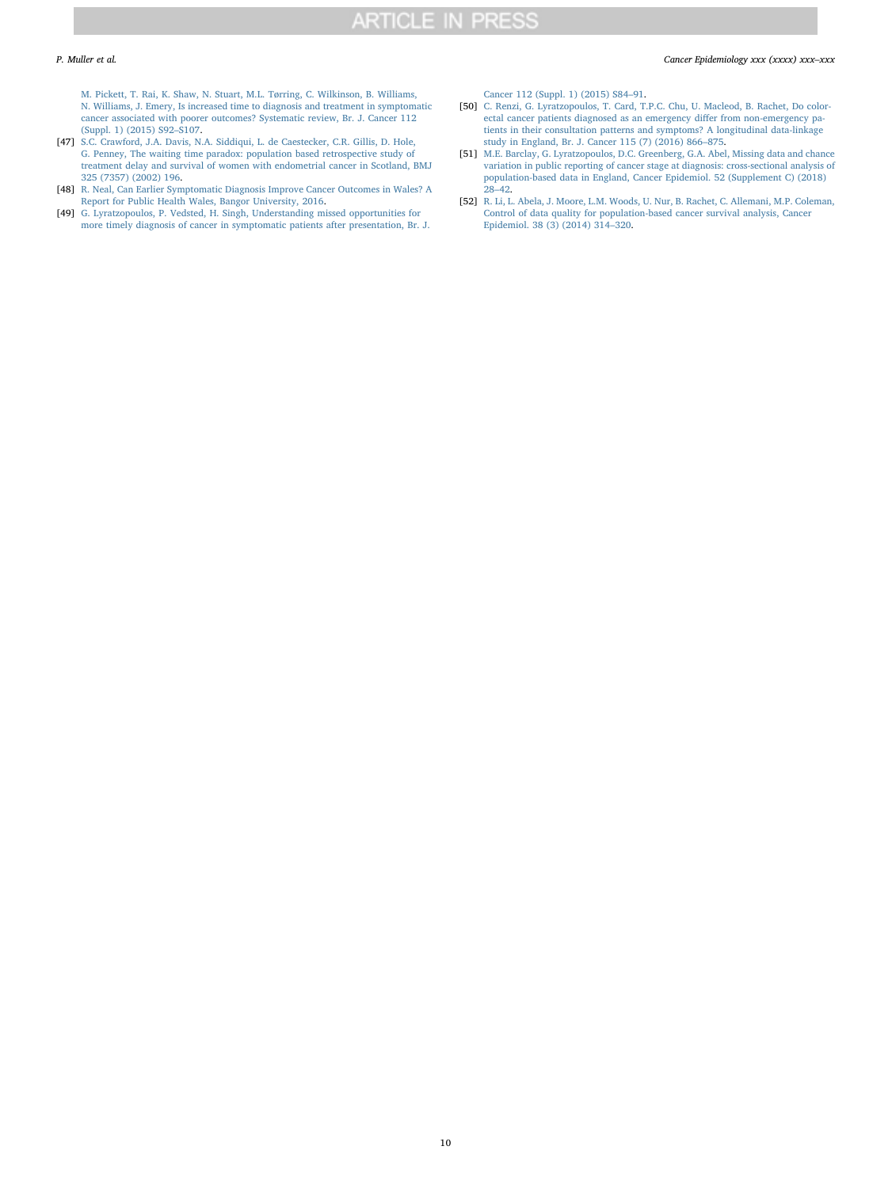M. Pickett, T. Rai, K. Shaw, N. Stuart, M.L. Tørring, C. Wilkinson, B. Williams, N. Williams, J. Emery, Is increased time to diagnosis and treatment in symptomatic cancer associated with poorer outcomes? Systematic review, Br. J. Cancer 112 (Suppl. 1) (2015) S92–S107.

[47] S.C. Crawford, J.A. Davis, N.A. Siddiqui, L. de Caestecker, C.R. Gillis, D. Hole, G. Penney, The waiting time paradox: population based retrospective study of treatment delay and survival of women with endometrial cancer in Scotland, BMJ 325 (7357) (2002) 196.

[48] R. Neal, Can Earlier Symptomatic Diagnosis Improve Cancer Outcomes in Wales? A Report for Public Health Wales, Bangor University, 2016.

[49] G. Lyratzopoulos, P. Vedsted, H. Singh, Understanding missed opportunities for more timely diagnosis of cancer in symptomatic patients after presentation, Br. J. Cancer 112 (Suppl. 1) (2015) S84–91.

[50] C. Renzi, G. Lyratzopoulos, T. Card, T.P.C. Chu, U. Macleod, B. Rachet, Do colorectal cancer patients diagnosed as an emergency differ from non-emergency patients in their consultation patterns and symptoms? A longitudinal data-linkage study in England, Br. J. Cancer 115 (7) (2016) 866–875.

[51] M.E. Barclay, G. Lyratzopoulos, D.C. Greenberg, G.A. Abel, Missing data and chance variation in public reporting of cancer stage at diagnosis: cross-sectional analysis of population-based data in England, Cancer Epidemiol. 52 (Supplement C) (2018) 28–42.

[52] R. Li, L. Abela, J. Moore, L.M. Woods, U. Nur, B. Rachet, C. Allemani, M.P. Coleman, Control of data quality for population-based cancer survival analysis, Cancer Epidemiol. 38 (3) (2014) 314–320.